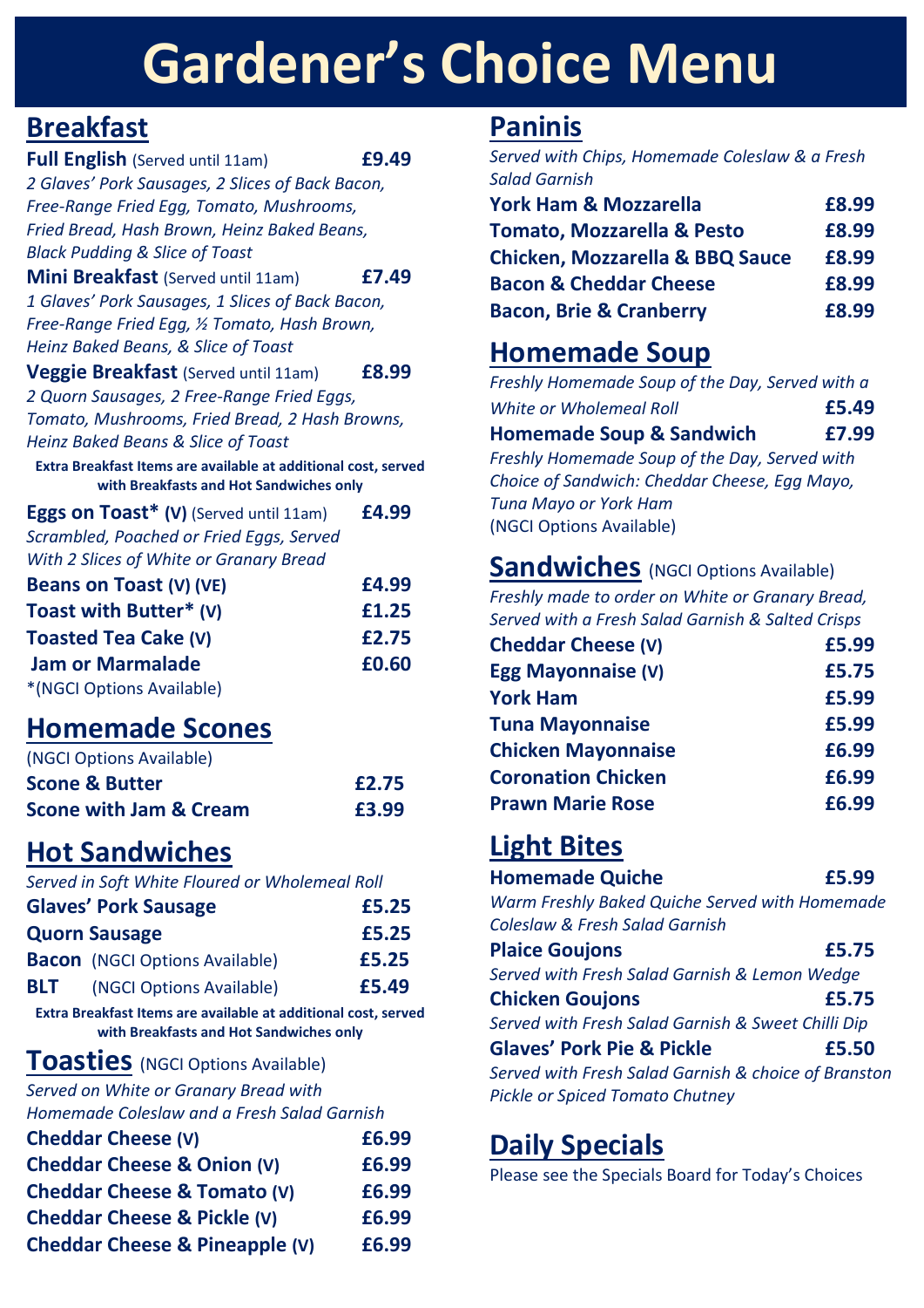# Gardener's Choice Menu

## Breakfast

**Full English** (Served until 11am) **£9.49**
*2 Glaves' Pork Sausages, 2 Slices of Back Bacon, Free-Range Fried Egg, Tomato, Mushrooms, Fried Bread, Hash Brown, Heinz Baked Beans, Black Pudding & Slice of Toast*

**Mini Breakfast** (Served until 11am) **£7.49**
*1 Glaves' Pork Sausages, 1 Slices of Back Bacon, Free-Range Fried Egg, ½ Tomato, Hash Brown, Heinz Baked Beans, & Slice of Toast*

**Veggie Breakfast** (Served until 11am) **£8.99**
*2 Quorn Sausages, 2 Free-Range Fried Eggs, Tomato, Mushrooms, Fried Bread, 2 Hash Browns, Heinz Baked Beans & Slice of Toast*

**Extra Breakfast Items are available at additional cost, served with Breakfasts and Hot Sandwiches only**

**Eggs on Toast* (V)** (Served until 11am) **£4.99**
*Scrambled, Poached or Fried Eggs, Served With 2 Slices of White or Granary Bread*

**Beans on Toast (V) (VE)** **£4.99**

**Toast with Butter* (V)** **£1.25**

**Toasted Tea Cake (V)** **£2.75**

**Jam or Marmalade** **£0.60**

*(NGCI Options Available)

## Homemade Scones

(NGCI Options Available)

**Scone & Butter** **£2.75**

**Scone with Jam & Cream** **£3.99**

## Hot Sandwiches

*Served in Soft White Floured or Wholemeal Roll*

**Glaves' Pork Sausage** **£5.25**

**Quorn Sausage** **£5.25**

**Bacon** (NGCI Options Available) **£5.25**

**BLT** (NGCI Options Available) **£5.49**

**Extra Breakfast Items are available at additional cost, served with Breakfasts and Hot Sandwiches only**

## Toasties (NGCI Options Available)

*Served on White or Granary Bread with Homemade Coleslaw and a Fresh Salad Garnish*

**Cheddar Cheese (V)** **£6.99**

**Cheddar Cheese & Onion (V)** **£6.99**

**Cheddar Cheese & Tomato (V)** **£6.99**

**Cheddar Cheese & Pickle (V)** **£6.99**

**Cheddar Cheese & Pineapple (V)** **£6.99**

## Paninis

*Served with Chips, Homemade Coleslaw & a Fresh Salad Garnish*

**York Ham & Mozzarella** **£8.99**

**Tomato, Mozzarella & Pesto** **£8.99**

**Chicken, Mozzarella & BBQ Sauce** **£8.99**

**Bacon & Cheddar Cheese** **£8.99**

**Bacon, Brie & Cranberry** **£8.99**

## Homemade Soup

*Freshly Homemade Soup of the Day, Served with a White or Wholemeal Roll* **£5.49**

**Homemade Soup & Sandwich** **£7.99**
*Freshly Homemade Soup of the Day, Served with Choice of Sandwich: Cheddar Cheese, Egg Mayo, Tuna Mayo or York Ham*
(NGCI Options Available)

## Sandwiches (NGCI Options Available)

*Freshly made to order on White or Granary Bread, Served with a Fresh Salad Garnish & Salted Crisps*

**Cheddar Cheese (V)** **£5.99**

**Egg Mayonnaise (V)** **£5.75**

**York Ham** **£5.99**

**Tuna Mayonnaise** **£5.99**

**Chicken Mayonnaise** **£6.99**

**Coronation Chicken** **£6.99**

**Prawn Marie Rose** **£6.99**

## Light Bites

**Homemade Quiche** **£5.99**
*Warm Freshly Baked Quiche Served with Homemade Coleslaw & Fresh Salad Garnish*

**Plaice Goujons** **£5.75**
*Served with Fresh Salad Garnish & Lemon Wedge*

**Chicken Goujons** **£5.75**
*Served with Fresh Salad Garnish & Sweet Chilli Dip*

**Glaves' Pork Pie & Pickle** **£5.50**
*Served with Fresh Salad Garnish & choice of Branston Pickle or Spiced Tomato Chutney*

## Daily Specials

Please see the Specials Board for Today's Choices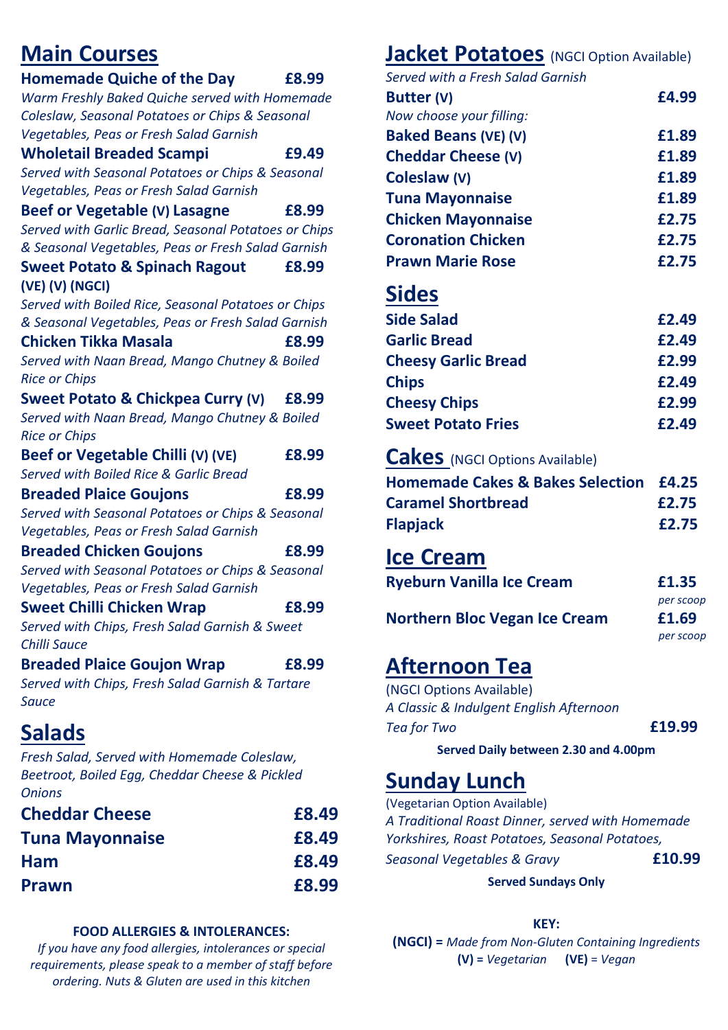## Main Courses

**Homemade Quiche of the Day** **£8.99**
*Warm Freshly Baked Quiche served with Homemade Coleslaw, Seasonal Potatoes or Chips & Seasonal Vegetables, Peas or Fresh Salad Garnish*

**Wholetail Breaded Scampi** **£9.49**
*Served with Seasonal Potatoes or Chips & Seasonal Vegetables, Peas or Fresh Salad Garnish*

**Beef or Vegetable (V) Lasagne** **£8.99**
*Served with Garlic Bread, Seasonal Potatoes or Chips & Seasonal Vegetables, Peas or Fresh Salad Garnish*

**Sweet Potato & Spinach Ragout (VE) (V) (NGCI)** **£8.99**
*Served with Boiled Rice, Seasonal Potatoes or Chips & Seasonal Vegetables, Peas or Fresh Salad Garnish*

**Chicken Tikka Masala** **£8.99**
*Served with Naan Bread, Mango Chutney & Boiled Rice or Chips*

**Sweet Potato & Chickpea Curry (V)** **£8.99**
*Served with Naan Bread, Mango Chutney & Boiled Rice or Chips*

**Beef or Vegetable Chilli (V) (VE)** **£8.99**
*Served with Boiled Rice & Garlic Bread*

**Breaded Plaice Goujons** **£8.99**
*Served with Seasonal Potatoes or Chips & Seasonal Vegetables, Peas or Fresh Salad Garnish*

**Breaded Chicken Goujons** **£8.99**
*Served with Seasonal Potatoes or Chips & Seasonal Vegetables, Peas or Fresh Salad Garnish*

**Sweet Chilli Chicken Wrap** **£8.99**
*Served with Chips, Fresh Salad Garnish & Sweet Chilli Sauce*

**Breaded Plaice Goujon Wrap** **£8.99**
*Served with Chips, Fresh Salad Garnish & Tartare Sauce*

## Salads

*Fresh Salad, Served with Homemade Coleslaw, Beetroot, Boiled Egg, Cheddar Cheese & Pickled Onions*

| | |
|---|---|
| **Cheddar Cheese** | **£8.49** |
| **Tuna Mayonnaise** | **£8.49** |
| **Ham** | **£8.49** |
| **Prawn** | **£8.99** |

**FOOD ALLERGIES & INTOLERANCES:**
*If you have any food allergies, intolerances or special requirements, please speak to a member of staff before ordering. Nuts & Gluten are used in this kitchen*

## Jacket Potatoes (NGCI Option Available)

*Served with a Fresh Salad Garnish*

**Butter (V)** **£4.99**

*Now choose your filling:*

| | |
|---|---|
| **Baked Beans (VE) (V)** | **£1.89** |
| **Cheddar Cheese (V)** | **£1.89** |
| **Coleslaw (V)** | **£1.89** |
| **Tuna Mayonnaise** | **£1.89** |
| **Chicken Mayonnaise** | **£2.75** |
| **Coronation Chicken** | **£2.75** |
| **Prawn Marie Rose** | **£2.75** |

## Sides

| | |
|---|---|
| **Side Salad** | **£2.49** |
| **Garlic Bread** | **£2.49** |
| **Cheesy Garlic Bread** | **£2.99** |
| **Chips** | **£2.49** |
| **Cheesy Chips** | **£2.99** |
| **Sweet Potato Fries** | **£2.49** |

## Cakes (NGCI Options Available)

| | |
|---|---|
| **Homemade Cakes & Bakes Selection** | **£4.25** |
| **Caramel Shortbread** | **£2.75** |
| **Flapjack** | **£2.75** |

## Ice Cream

| | |
|---|---|
| **Ryeburn Vanilla Ice Cream** | **£1.35** *per scoop* |
| **Northern Bloc Vegan Ice Cream** | **£1.69** *per scoop* |

## Afternoon Tea

(NGCI Options Available)
*A Classic & Indulgent English Afternoon Tea for Two* **£19.99**

**Served Daily between 2.30 and 4.00pm**

## Sunday Lunch

(Vegetarian Option Available)
*A Traditional Roast Dinner, served with Homemade Yorkshires, Roast Potatoes, Seasonal Potatoes, Seasonal Vegetables & Gravy* **£10.99**

**Served Sundays Only**

**KEY:**
**(NGCI) =** *Made from Non-Gluten Containing Ingredients*
**(V) =** *Vegetarian* **(VE) =** *Vegan*